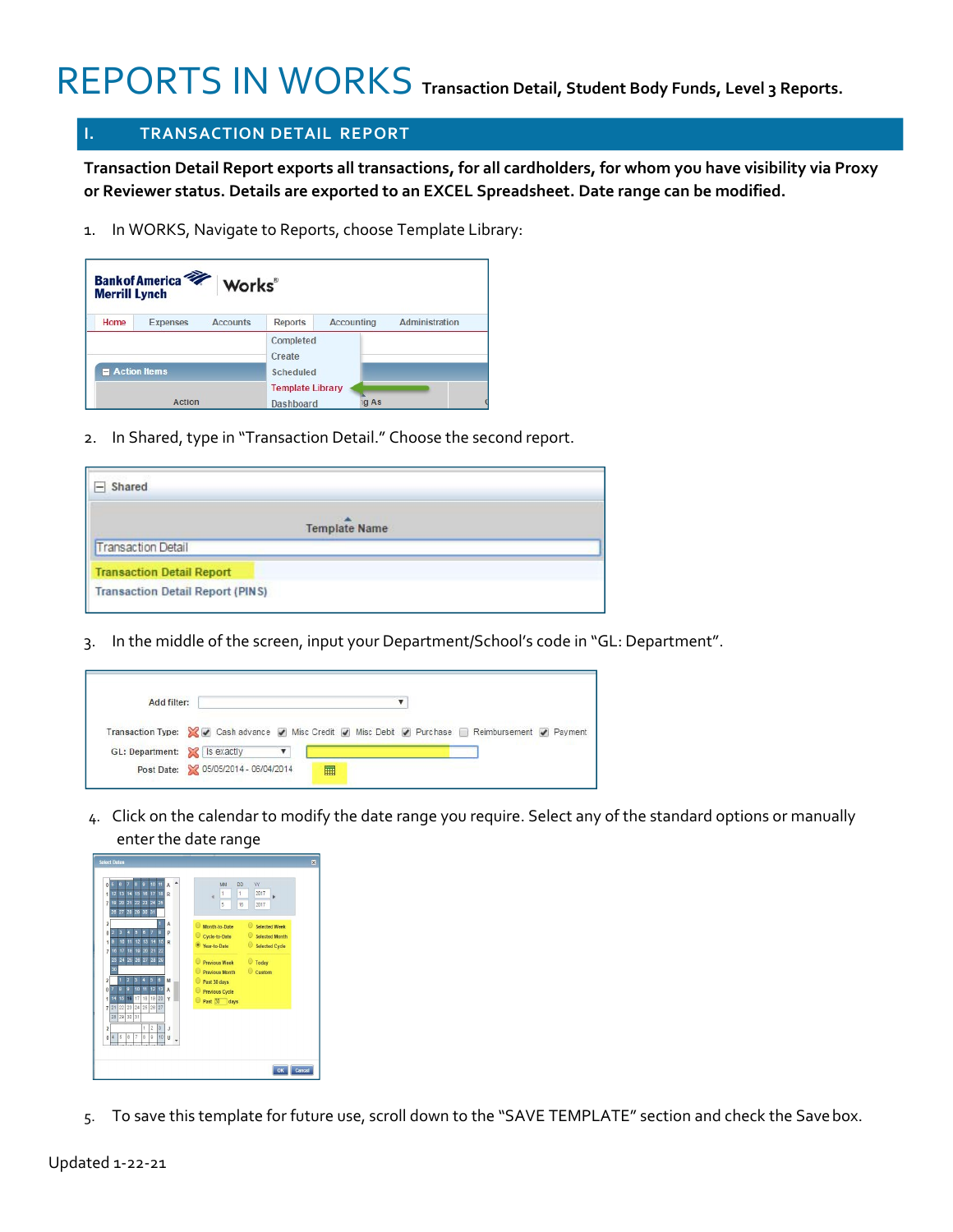# REPORTS IN WORKS Transaction Detail, Student Body Funds, Level 3 Reports.

## I. TRANSACTION DETAIL REPORT

**Transaction Detail Report exports all transactions, for all cardholders, for whom you have visibility via Proxy or Reviewer status. Details are exported to an EXCEL Spreadsheet. Date range can be modified.**

1. In WORKS, Navigate to Reports, choose Template Library:

2. In Shared, type in "Transaction Detail." Choose the second report.

3. In the middle of the screen, input your Department/School's code in "GL: Department".

4. Click on the calendar to modify the date range you require. Select any of the standard options or manually enter the date range

5. To save this template for future use, scroll down to the "SAVE TEMPLATE" section and check the Save box.

Updated 1-22-21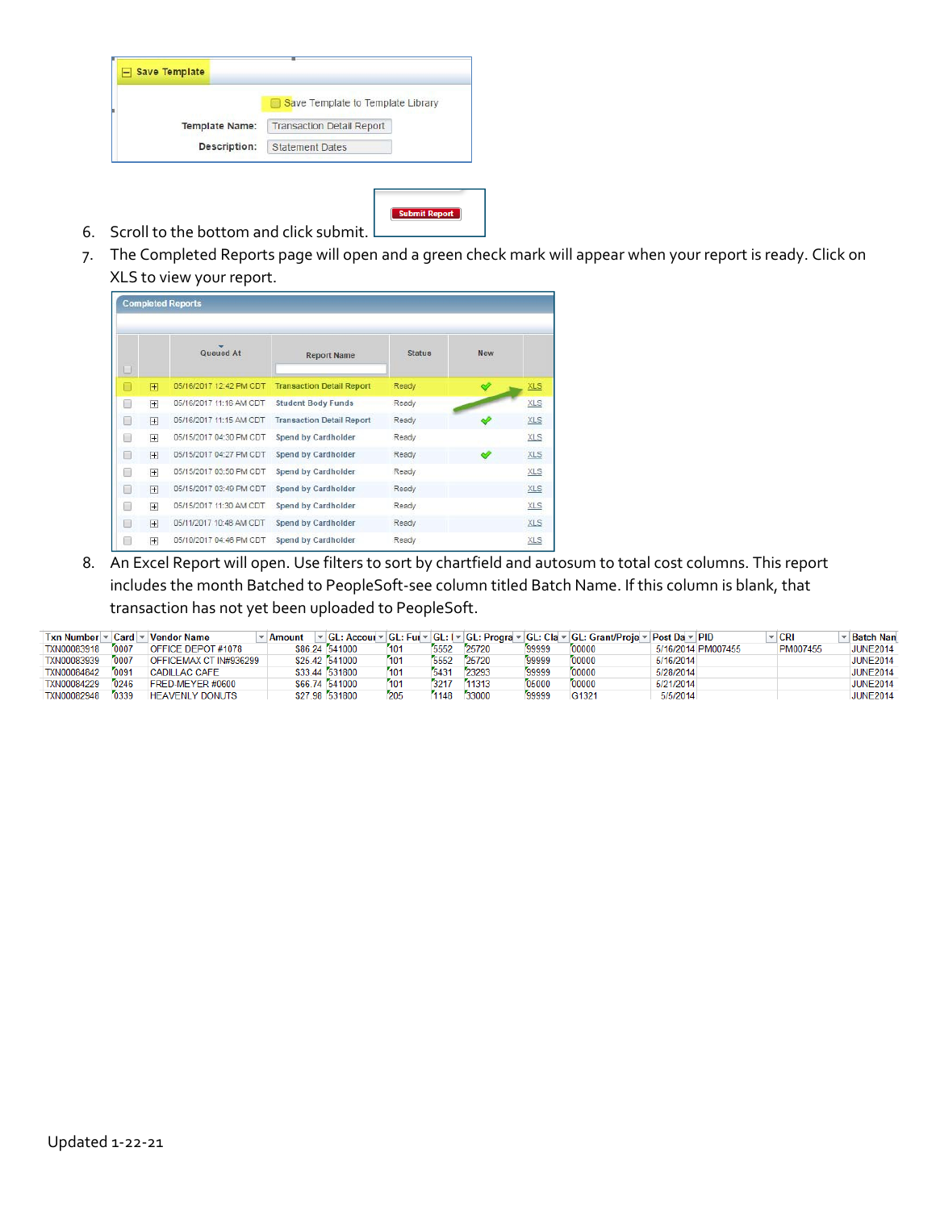Save Template

Save Template to Template Library

Template Name: Transaction Detail Report

Description: Statement Dates

6. Scroll to the bottom and click submit. Submit Report
7. The Completed Reports page will open and a green check mark will appear when your report is ready. Click on XLS to view your report.

Completed Reports

| | | Queued At | Report Name | Status | New | |
|---|---|---|---|---|---|---|
| | + | 05/16/2017 12:42 PM CDT | Transaction Detail Report | Ready | ✓ | XLS |
| | + | 05/16/2017 11:16 AM CDT | Student Body Funds | Ready | | XLS |
| | + | 05/16/2017 11:15 AM CDT | Transaction Detail Report | Ready | ✓ | XLS |
| | + | 05/15/2017 04:30 PM CDT | Spend by Cardholder | Ready | | XLS |
| | + | 05/15/2017 04:27 PM CDT | Spend by Cardholder | Ready | ✓ | XLS |
| | + | 05/15/2017 03:50 PM CDT | Spend by Cardholder | Ready | | XLS |
| | + | 05/15/2017 03:49 PM CDT | Spend by Cardholder | Ready | | XLS |
| | + | 05/15/2017 11:30 AM CDT | Spend by Cardholder | Ready | | XLS |
| | + | 05/11/2017 10:48 AM CDT | Spend by Cardholder | Ready | | XLS |
| | + | 05/10/2017 04:46 PM CDT | Spend by Cardholder | Ready | | XLS |

8. An Excel Report will open. Use filters to sort by chartfield and autosum to total cost columns. This report includes the month Batched to PeopleSoft-see column titled Batch Name. If this column is blank, that transaction has not yet been uploaded to PeopleSoft.

| Txn Number | Card | Vendor Name | Amount | GL: Accou | GL: Fu | GL: I | GL: Progra | GL: Cla | GL: Grant/Proje | Post Da | PID | CRI | Batch Nan |
|---|---|---|---|---|---|---|---|---|---|---|---|---|---|
| TXN00083918 | 0007 | OFFICE DEPOT #1078 | $86.24 | 541000 | 101 | 5552 | 25720 | 99999 | 00000 | 5/16/2014 | PM007455 | PM007455 | JUNE2014 |
| TXN00083939 | 0007 | OFFICEMAX CT IN#936299 | $25.42 | 541000 | 101 | 5552 | 25720 | 99999 | 00000 | 5/16/2014 | | | JUNE2014 |
| TXN00084642 | 0091 | CADILLAC CAFE | $33.44 | 531800 | 101 | 5431 | 23293 | 99999 | 00000 | 5/28/2014 | | | JUNE2014 |
| TXN00084229 | 0246 | FRED MEYER #0600 | $66.74 | 541000 | 101 | 3217 | 11313 | 05000 | 00000 | 5/21/2014 | | | JUNE2014 |
| TXN00082948 | 0339 | HEAVENLY DONUTS | $27.98 | 531800 | 205 | 1148 | 33000 | 99999 | G1321 | 5/5/2014 | | | JUNE2014 |

Updated 1-22-21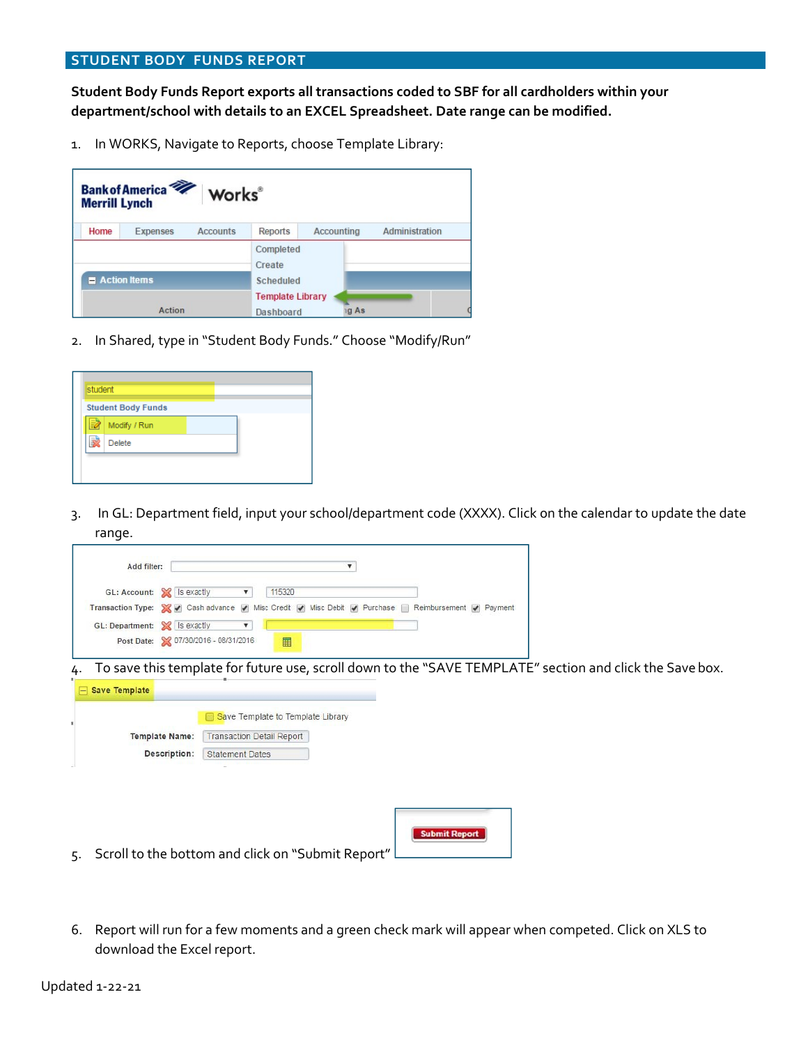## STUDENT BODY FUNDS REPORT

**Student Body Funds Report exports all transactions coded to SBF for all cardholders within your department/school with details to an EXCEL Spreadsheet. Date range can be modified.**

1. In WORKS, Navigate to Reports, choose Template Library:

2. In Shared, type in "Student Body Funds." Choose "Modify/Run"

3. In GL: Department field, input your school/department code (XXXX). Click on the calendar to update the date range.

4. To save this template for future use, scroll down to the "SAVE TEMPLATE" section and click the Save box.

5. Scroll to the bottom and click on "Submit Report"

6. Report will run for a few moments and a green check mark will appear when competed. Click on XLS to download the Excel report.

Updated 1-22-21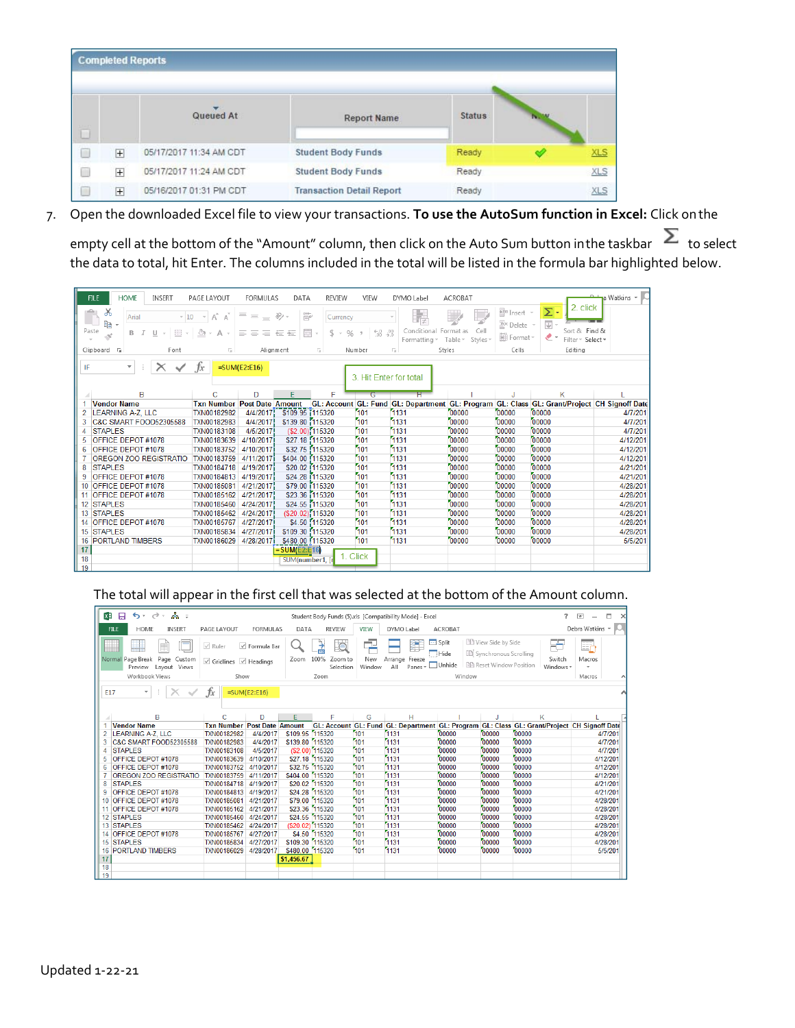7. Open the downloaded Excel file to view your transactions. **To use the AutoSum function in Excel:** Click on the empty cell at the bottom of the "Amount" column, then click on the Auto Sum button in the taskbar Σ to select the data to total, hit Enter. The columns included in the total will be listed in the formula bar highlighted below.

The total will appear in the first cell that was selected at the bottom of the Amount column.

Updated 1-22-21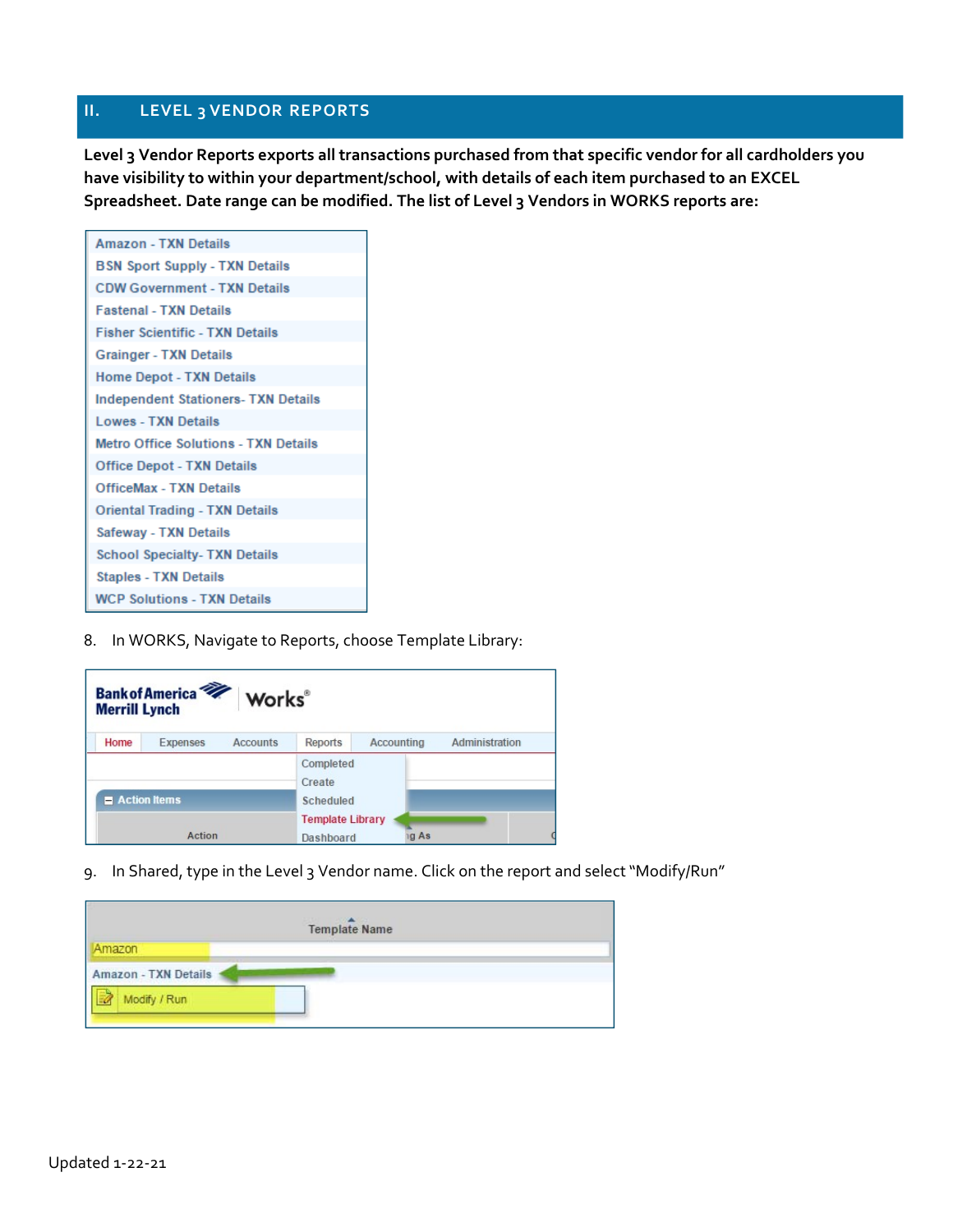## II. LEVEL 3 VENDOR REPORTS

**Level 3 Vendor Reports exports all transactions purchased from that specific vendor for all cardholders you have visibility to within your department/school, with details of each item purchased to an EXCEL Spreadsheet. Date range can be modified. The list of Level 3 Vendors in WORKS reports are:**

| |
|---|
| Amazon - TXN Details |
| BSN Sport Supply - TXN Details |
| CDW Government - TXN Details |
| Fastenal - TXN Details |
| Fisher Scientific - TXN Details |
| Grainger - TXN Details |
| Home Depot - TXN Details |
| Independent Stationers- TXN Details |
| Lowes - TXN Details |
| Metro Office Solutions - TXN Details |
| Office Depot - TXN Details |
| OfficeMax - TXN Details |
| Oriental Trading - TXN Details |
| Safeway - TXN Details |
| School Specialty- TXN Details |
| Staples - TXN Details |
| WCP Solutions - TXN Details |

8. In WORKS, Navigate to Reports, choose Template Library:

9. In Shared, type in the Level 3 Vendor name. Click on the report and select "Modify/Run"

Updated 1-22-21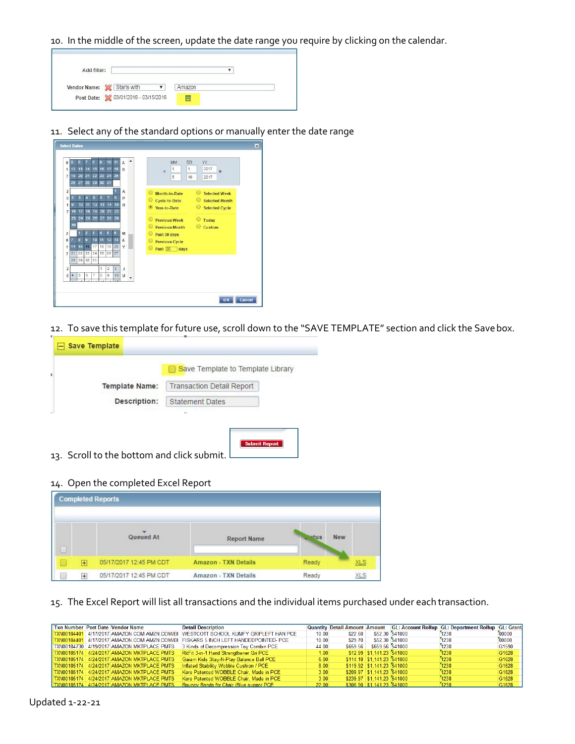10. In the middle of the screen, update the date range you require by clicking on the calendar.

Add filter:

Vendor Name: Starts with Amazon

Post Date: 03/01/2016 - 03/15/2016

11. Select any of the standard options or manually enter the date range

Select Dates

Month-to-Date
Cycle-to-Date
Year-to-Date
Previous Week
Previous Month
Past 30 days
Previous Cycle
Past 30 days
Selected Week
Selected Month
Selected Cycle
Today
Custom

OK Cancel

12. To save this template for future use, scroll down to the "SAVE TEMPLATE" section and click the Save box.

Save Template

Save Template to Template Library

Template Name: Transaction Detail Report

Description: Statement Dates

13. Scroll to the bottom and click submit.

Submit Report

14. Open the completed Excel Report

Completed Reports

| | | Queued At | Report Name | Status | New |
|---|---|---|---|---|---|
| | | 05/17/2017 12:45 PM CDT | Amazon - TXN Details | Ready | XLS |
| | | 05/17/2017 12:45 PM CDT | Amazon - TXN Details | Ready | XLS |

15. The Excel Report will list all transactions and the individual items purchased under each transaction.

| Txn Number | Post Date | Vendor Name | Detail Description | Quantity | Detail Amount | Amount | GL: Account Rollup | GL: Department Rollup | GL: Grant |
|---|---|---|---|---|---|---|---|---|---|
| TXN00184401 | 4/17/2017 | AMAZON.COM AMZN.COM/BI | WESTCOTT SCHOOL KUMFY GRIPLEFT HAN PCE | 10.00 | $22.60 | $52.30 | 541000 | 1238 | 00000 |
| TXN00184401 | 4/17/2017 | AMAZON.COM AMZN.COM/BI | FISKARS 5 INCH LEFT HANDEDPOINTED- PCE | 10.00 | $29.70 | $52.30 | 541000 | 1238 | 00000 |
| TXN00184730 | 4/19/2017 | AMAZON MKTPLACE PMTS | 3 Kinds of Decompression Toy Combin PCE | 44.00 | $659.56 | $659.56 | 541000 | 1238 | G1590 |
| TXN00185174 | 4/24/2017 | AMAZON MKTPLACE PMTS | RitFit 3-in-1 Hand Strengthener Gri PCE | 1.00 | $12.99 | $1,141.23 | 541000 | 1238 | G1628 |
| TXN00185174 | 4/24/2017 | AMAZON MKTPLACE PMTS | Gaiam Kids Stay-N-Play Balance Ball PCE | 6.00 | $114.18 | $1,141.23 | 541000 | 1238 | G1628 |
| TXN00185174 | 4/24/2017 | AMAZON MKTPLACE PMTS | Inflated Stability Wobble Cushion / PCE | 8.00 | $119.92 | $1,141.23 | 541000 | 1238 | G1628 |
| TXN00185174 | 4/24/2017 | AMAZON MKTPLACE PMTS | Kore Patented WOBBLE Chair, Made in PCE | 3.00 | $209.97 | $1,141.23 | 541000 | 1238 | G1628 |
| TXN00185174 | 4/24/2017 | AMAZON MKTPLACE PMTS | Kore Patented WOBBLE Chair, Made in PCE | 3.00 | $239.97 | $1,141.23 | 541000 | 1238 | G1628 |
| TXN00185174 | 4/24/2017 | AMAZON MKTPLACE PMTS | Bouncy Bands for Chair (Blue suppor PCE | 22.00 | $306.90 | $1,141.23 | 541000 | 1238 | G1628 |

Updated 1-22-21